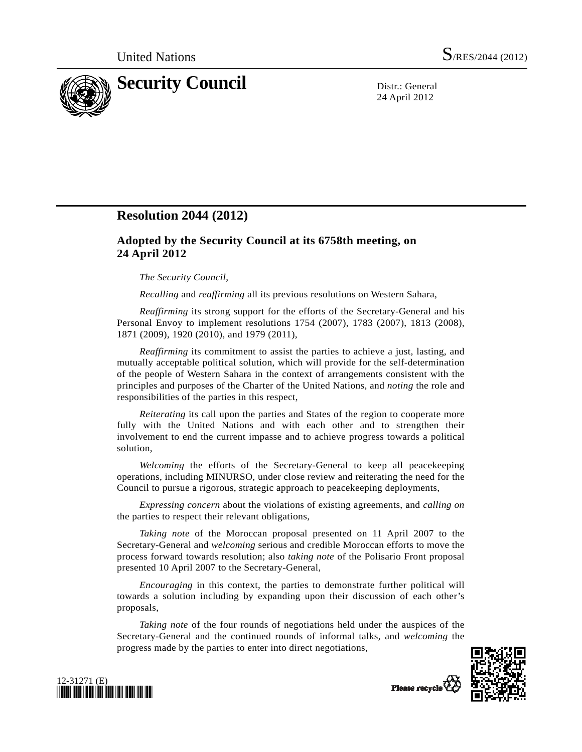United Nations S/RES/2044 (2012)

# Security Council

Distr.: General
24 April 2012

## Resolution 2044 (2012)

### Adopted by the Security Council at its 6758th meeting, on 24 April 2012

*The Security Council*,

*Recalling* and *reaffirming* all its previous resolutions on Western Sahara,

*Reaffirming* its strong support for the efforts of the Secretary-General and his Personal Envoy to implement resolutions 1754 (2007), 1783 (2007), 1813 (2008), 1871 (2009), 1920 (2010), and 1979 (2011),

*Reaffirming* its commitment to assist the parties to achieve a just, lasting, and mutually acceptable political solution, which will provide for the self-determination of the people of Western Sahara in the context of arrangements consistent with the principles and purposes of the Charter of the United Nations, and *noting* the role and responsibilities of the parties in this respect,

*Reiterating* its call upon the parties and States of the region to cooperate more fully with the United Nations and with each other and to strengthen their involvement to end the current impasse and to achieve progress towards a political solution,

*Welcoming* the efforts of the Secretary-General to keep all peacekeeping operations, including MINURSO, under close review and reiterating the need for the Council to pursue a rigorous, strategic approach to peacekeeping deployments,

*Expressing concern* about the violations of existing agreements, and *calling on* the parties to respect their relevant obligations,

*Taking note* of the Moroccan proposal presented on 11 April 2007 to the Secretary-General and *welcoming* serious and credible Moroccan efforts to move the process forward towards resolution; also *taking note* of the Polisario Front proposal presented 10 April 2007 to the Secretary-General,

*Encouraging* in this context, the parties to demonstrate further political will towards a solution including by expanding upon their discussion of each other's proposals,

*Taking note* of the four rounds of negotiations held under the auspices of the Secretary-General and the continued rounds of informal talks, and *welcoming* the progress made by the parties to enter into direct negotiations,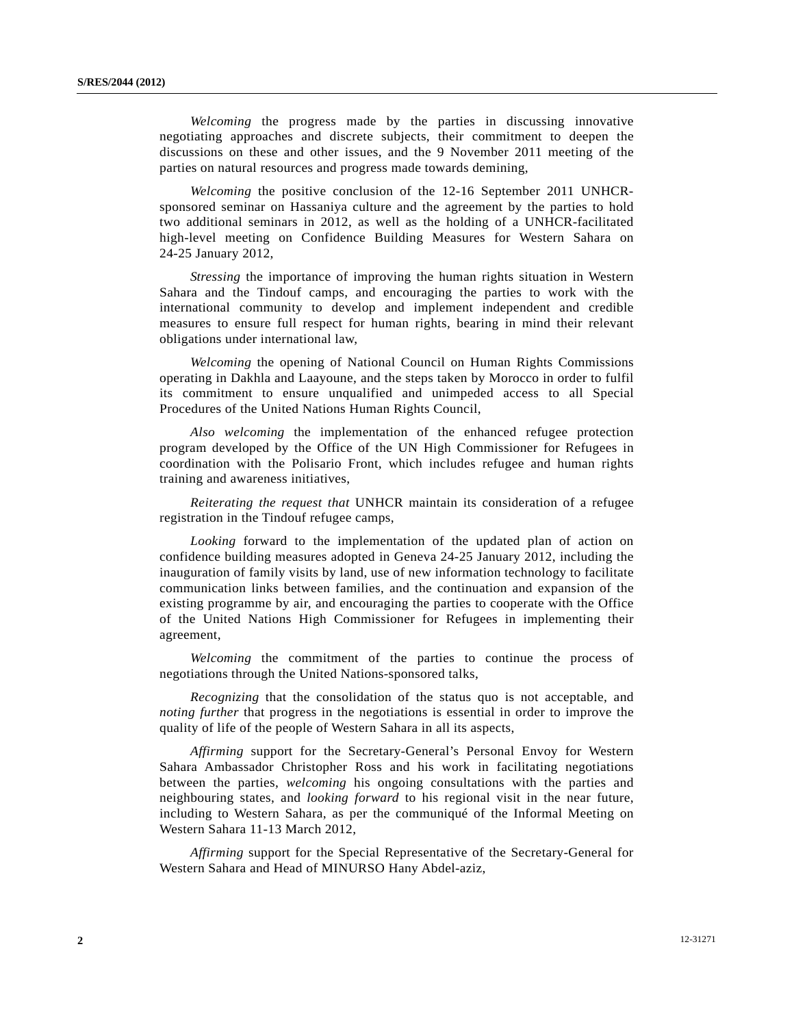*Welcoming* the progress made by the parties in discussing innovative negotiating approaches and discrete subjects, their commitment to deepen the discussions on these and other issues, and the 9 November 2011 meeting of the parties on natural resources and progress made towards demining,

*Welcoming* the positive conclusion of the 12-16 September 2011 UNHCR-sponsored seminar on Hassaniya culture and the agreement by the parties to hold two additional seminars in 2012, as well as the holding of a UNHCR-facilitated high-level meeting on Confidence Building Measures for Western Sahara on 24-25 January 2012,

*Stressing* the importance of improving the human rights situation in Western Sahara and the Tindouf camps, and encouraging the parties to work with the international community to develop and implement independent and credible measures to ensure full respect for human rights, bearing in mind their relevant obligations under international law,

*Welcoming* the opening of National Council on Human Rights Commissions operating in Dakhla and Laayoune, and the steps taken by Morocco in order to fulfil its commitment to ensure unqualified and unimpeded access to all Special Procedures of the United Nations Human Rights Council,

*Also welcoming* the implementation of the enhanced refugee protection program developed by the Office of the UN High Commissioner for Refugees in coordination with the Polisario Front, which includes refugee and human rights training and awareness initiatives,

*Reiterating the request that* UNHCR maintain its consideration of a refugee registration in the Tindouf refugee camps,

*Looking* forward to the implementation of the updated plan of action on confidence building measures adopted in Geneva 24-25 January 2012, including the inauguration of family visits by land, use of new information technology to facilitate communication links between families, and the continuation and expansion of the existing programme by air, and encouraging the parties to cooperate with the Office of the United Nations High Commissioner for Refugees in implementing their agreement,

*Welcoming* the commitment of the parties to continue the process of negotiations through the United Nations-sponsored talks,

*Recognizing* that the consolidation of the status quo is not acceptable, and *noting further* that progress in the negotiations is essential in order to improve the quality of life of the people of Western Sahara in all its aspects,

*Affirming* support for the Secretary-General's Personal Envoy for Western Sahara Ambassador Christopher Ross and his work in facilitating negotiations between the parties, *welcoming* his ongoing consultations with the parties and neighbouring states, and *looking forward* to his regional visit in the near future, including to Western Sahara, as per the communiqué of the Informal Meeting on Western Sahara 11-13 March 2012,

*Affirming* support for the Special Representative of the Secretary-General for Western Sahara and Head of MINURSO Hany Abdel-aziz,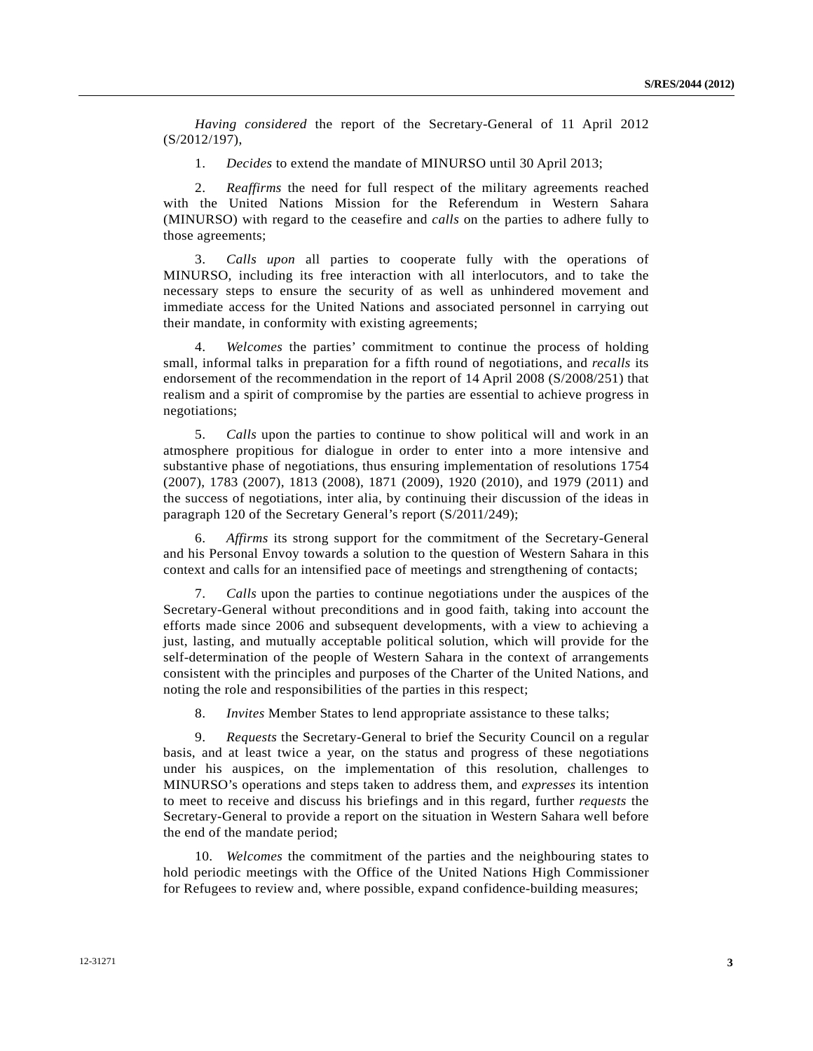*Having considered* the report of the Secretary-General of 11 April 2012 (S/2012/197),

1. *Decides* to extend the mandate of MINURSO until 30 April 2013;

2. *Reaffirms* the need for full respect of the military agreements reached with the United Nations Mission for the Referendum in Western Sahara (MINURSO) with regard to the ceasefire and *calls* on the parties to adhere fully to those agreements;

3. *Calls upon* all parties to cooperate fully with the operations of MINURSO, including its free interaction with all interlocutors, and to take the necessary steps to ensure the security of as well as unhindered movement and immediate access for the United Nations and associated personnel in carrying out their mandate, in conformity with existing agreements;

4. *Welcomes* the parties' commitment to continue the process of holding small, informal talks in preparation for a fifth round of negotiations, and *recalls* its endorsement of the recommendation in the report of 14 April 2008 (S/2008/251) that realism and a spirit of compromise by the parties are essential to achieve progress in negotiations;

5. *Calls* upon the parties to continue to show political will and work in an atmosphere propitious for dialogue in order to enter into a more intensive and substantive phase of negotiations, thus ensuring implementation of resolutions 1754 (2007), 1783 (2007), 1813 (2008), 1871 (2009), 1920 (2010), and 1979 (2011) and the success of negotiations, inter alia, by continuing their discussion of the ideas in paragraph 120 of the Secretary General's report (S/2011/249);

6. *Affirms* its strong support for the commitment of the Secretary-General and his Personal Envoy towards a solution to the question of Western Sahara in this context and calls for an intensified pace of meetings and strengthening of contacts;

7. *Calls* upon the parties to continue negotiations under the auspices of the Secretary-General without preconditions and in good faith, taking into account the efforts made since 2006 and subsequent developments, with a view to achieving a just, lasting, and mutually acceptable political solution, which will provide for the self-determination of the people of Western Sahara in the context of arrangements consistent with the principles and purposes of the Charter of the United Nations, and noting the role and responsibilities of the parties in this respect;

8. *Invites* Member States to lend appropriate assistance to these talks;

9. *Requests* the Secretary-General to brief the Security Council on a regular basis, and at least twice a year, on the status and progress of these negotiations under his auspices, on the implementation of this resolution, challenges to MINURSO's operations and steps taken to address them, and *expresses* its intention to meet to receive and discuss his briefings and in this regard, further *requests* the Secretary-General to provide a report on the situation in Western Sahara well before the end of the mandate period;

10. *Welcomes* the commitment of the parties and the neighbouring states to hold periodic meetings with the Office of the United Nations High Commissioner for Refugees to review and, where possible, expand confidence-building measures;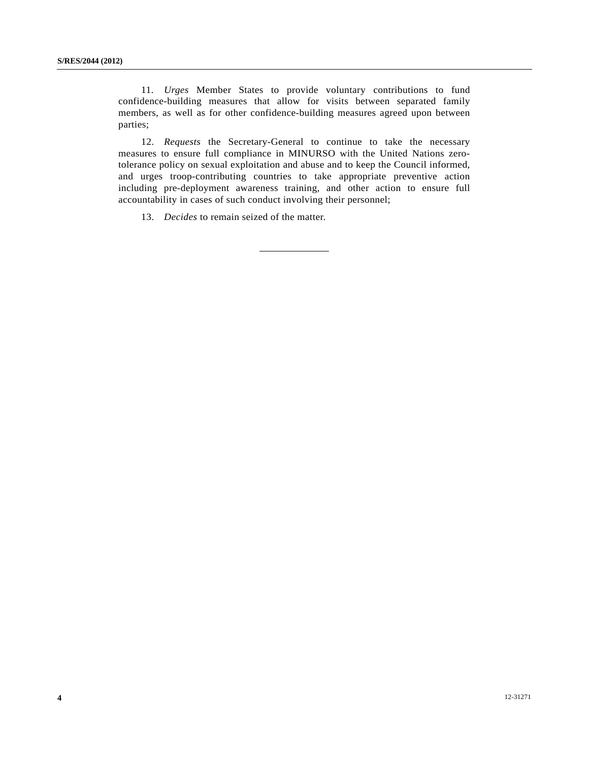11. *Urges* Member States to provide voluntary contributions to fund confidence-building measures that allow for visits between separated family members, as well as for other confidence-building measures agreed upon between parties;

12. *Requests* the Secretary-General to continue to take the necessary measures to ensure full compliance in MINURSO with the United Nations zero-tolerance policy on sexual exploitation and abuse and to keep the Council informed, and urges troop-contributing countries to take appropriate preventive action including pre-deployment awareness training, and other action to ensure full accountability in cases of such conduct involving their personnel;

13. *Decides* to remain seized of the matter.